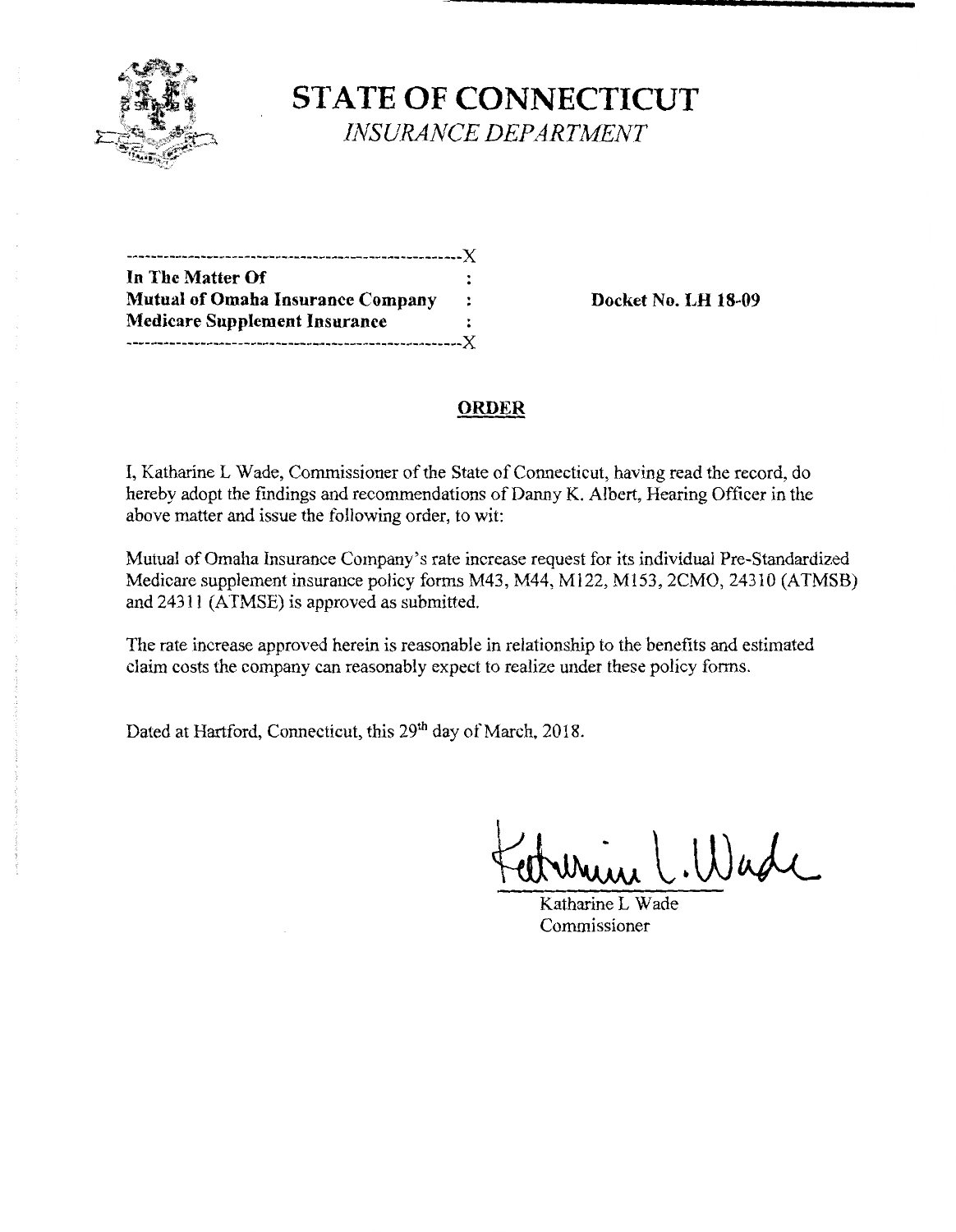# STATE OF CONNECTICUT

*INSURANCE DEPARTMENT*

```
-----------------------------------------------------X
In The Matter Of                                     :
Mutual of Omaha Insurance Company                    :
Medicare Supplement Insurance                        :
-----------------------------------------------------X
```

**Docket No. LH 18-09**

## ORDER

I, Katharine L Wade, Commissioner of the State of Connecticut, having read the record, do hereby adopt the findings and recommendations of Danny K. Albert, Hearing Officer in the above matter and issue the following order, to wit:

Mutual of Omaha Insurance Company's rate increase request for its individual Pre-Standardized Medicare supplement insurance policy forms M43, M44, M122, M153, 2CMO, 24310 (ATMSB) and 24311 (ATMSE) is approved as submitted.

The rate increase approved herein is reasonable in relationship to the benefits and estimated claim costs the company can reasonably expect to realize under these policy forms.

Dated at Hartford, Connecticut, this 29th day of March, 2018.

Katharine L Wade
Commissioner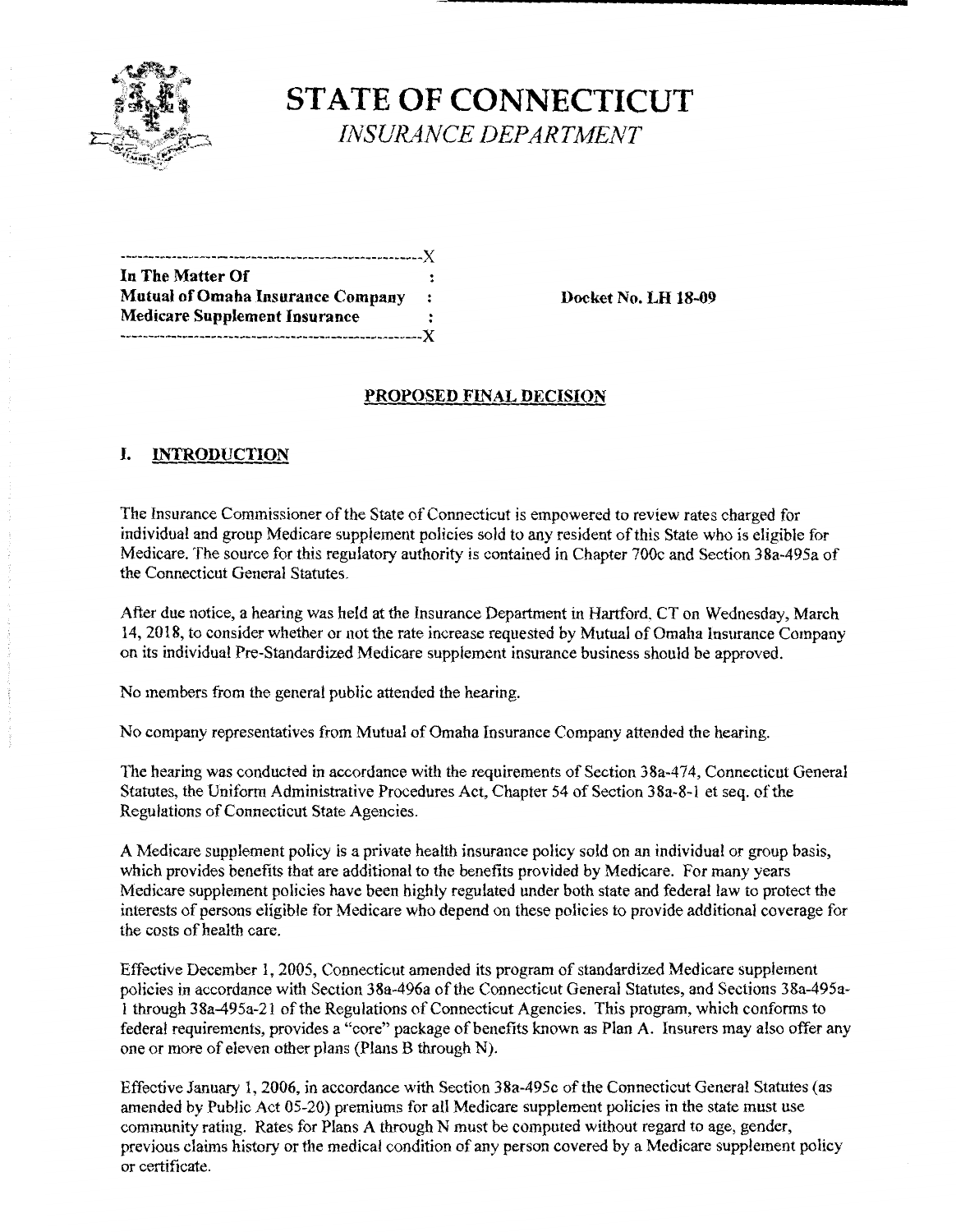# STATE OF CONNECTICUT

*INSURANCE DEPARTMENT*

```
----------------------------------------------------X
In The Matter Of                                    :
Mutual of Omaha Insurance Company                   :
Medicare Supplement Insurance                       :
----------------------------------------------------X
```

**In The Matter Of**
**Mutual of Omaha Insurance Company**
**Medicare Supplement Insurance**

**Docket No. LH 18-09**

## PROPOSED FINAL DECISION

### I. INTRODUCTION

The Insurance Commissioner of the State of Connecticut is empowered to review rates charged for individual and group Medicare supplement policies sold to any resident of this State who is eligible for Medicare. The source for this regulatory authority is contained in Chapter 700c and Section 38a-495a of the Connecticut General Statutes.

After due notice, a hearing was held at the Insurance Department in Hartford, CT on Wednesday, March 14, 2018, to consider whether or not the rate increase requested by Mutual of Omaha Insurance Company on its individual Pre-Standardized Medicare supplement insurance business should be approved.

No members from the general public attended the hearing.

No company representatives from Mutual of Omaha Insurance Company attended the hearing.

The hearing was conducted in accordance with the requirements of Section 38a-474, Connecticut General Statutes, the Uniform Administrative Procedures Act, Chapter 54 of Section 38a-8-1 et seq. of the Regulations of Connecticut State Agencies.

A Medicare supplement policy is a private health insurance policy sold on an individual or group basis, which provides benefits that are additional to the benefits provided by Medicare. For many years Medicare supplement policies have been highly regulated under both state and federal law to protect the interests of persons eligible for Medicare who depend on these policies to provide additional coverage for the costs of health care.

Effective December 1, 2005, Connecticut amended its program of standardized Medicare supplement policies in accordance with Section 38a-496a of the Connecticut General Statutes, and Sections 38a-495a-1 through 38a-495a-21 of the Regulations of Connecticut Agencies. This program, which conforms to federal requirements, provides a "core" package of benefits known as Plan A. Insurers may also offer any one or more of eleven other plans (Plans B through N).

Effective January 1, 2006, in accordance with Section 38a-495c of the Connecticut General Statutes (as amended by Public Act 05-20) premiums for all Medicare supplement policies in the state must use community rating. Rates for Plans A through N must be computed without regard to age, gender, previous claims history or the medical condition of any person covered by a Medicare supplement policy or certificate.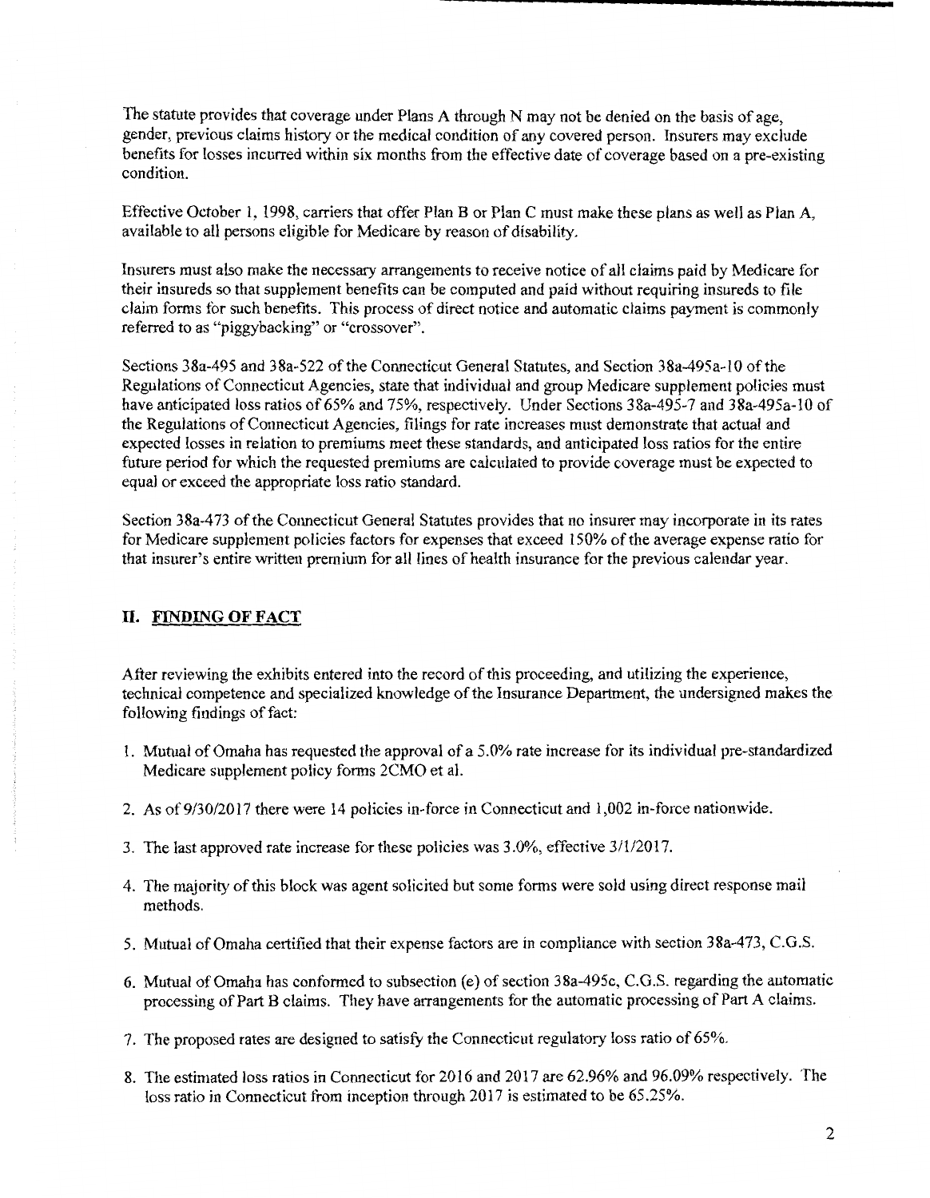The statute provides that coverage under Plans A through N may not be denied on the basis of age, gender, previous claims history or the medical condition of any covered person. Insurers may exclude benefits for losses incurred within six months from the effective date of coverage based on a pre-existing condition.

Effective October 1, 1998, carriers that offer Plan B or Plan C must make these plans as well as Plan A, available to all persons eligible for Medicare by reason of disability.

Insurers must also make the necessary arrangements to receive notice of all claims paid by Medicare for their insureds so that supplement benefits can be computed and paid without requiring insureds to file claim forms for such benefits. This process of direct notice and automatic claims payment is commonly referred to as "piggybacking" or "crossover".

Sections 38a-495 and 38a-522 of the Connecticut General Statutes, and Section 38a-495a-10 of the Regulations of Connecticut Agencies, state that individual and group Medicare supplement policies must have anticipated loss ratios of 65% and 75%, respectively. Under Sections 38a-495-7 and 38a-495a-10 of the Regulations of Connecticut Agencies, filings for rate increases must demonstrate that actual and expected losses in relation to premiums meet these standards, and anticipated loss ratios for the entire future period for which the requested premiums are calculated to provide coverage must be expected to equal or exceed the appropriate loss ratio standard.

Section 38a-473 of the Connecticut General Statutes provides that no insurer may incorporate in its rates for Medicare supplement policies factors for expenses that exceed 150% of the average expense ratio for that insurer's entire written premium for all lines of health insurance for the previous calendar year.

## II. FINDING OF FACT

After reviewing the exhibits entered into the record of this proceeding, and utilizing the experience, technical competence and specialized knowledge of the Insurance Department, the undersigned makes the following findings of fact:

1. Mutual of Omaha has requested the approval of a 5.0% rate increase for its individual pre-standardized Medicare supplement policy forms 2CMO et al.
2. As of 9/30/2017 there were 14 policies in-force in Connecticut and 1,002 in-force nationwide.
3. The last approved rate increase for these policies was 3.0%, effective 3/1/2017.
4. The majority of this block was agent solicited but some forms were sold using direct response mail methods.
5. Mutual of Omaha certified that their expense factors are in compliance with section 38a-473, C.G.S.
6. Mutual of Omaha has conformed to subsection (e) of section 38a-495c, C.G.S. regarding the automatic processing of Part B claims. They have arrangements for the automatic processing of Part A claims.
7. The proposed rates are designed to satisfy the Connecticut regulatory loss ratio of 65%.
8. The estimated loss ratios in Connecticut for 2016 and 2017 are 62.96% and 96.09% respectively. The loss ratio in Connecticut from inception through 2017 is estimated to be 65.25%.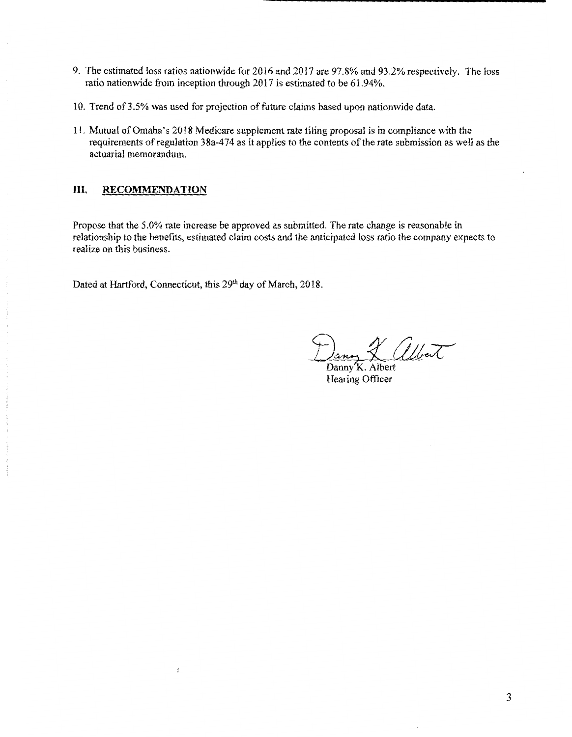9. The estimated loss ratios nationwide for 2016 and 2017 are 97.8% and 93.2% respectively. The loss ratio nationwide from inception through 2017 is estimated to be 61.94%.

10. Trend of 3.5% was used for projection of future claims based upon nationwide data.

11. Mutual of Omaha's 2018 Medicare supplement rate filing proposal is in compliance with the requirements of regulation 38a-474 as it applies to the contents of the rate submission as well as the actuarial memorandum.

## III. RECOMMENDATION

Propose that the 5.0% rate increase be approved as submitted. The rate change is reasonable in relationship to the benefits, estimated claim costs and the anticipated loss ratio the company expects to realize on this business.

Dated at Hartford, Connecticut, this 29th day of March, 2018.

Danny K. Albert
Hearing Officer